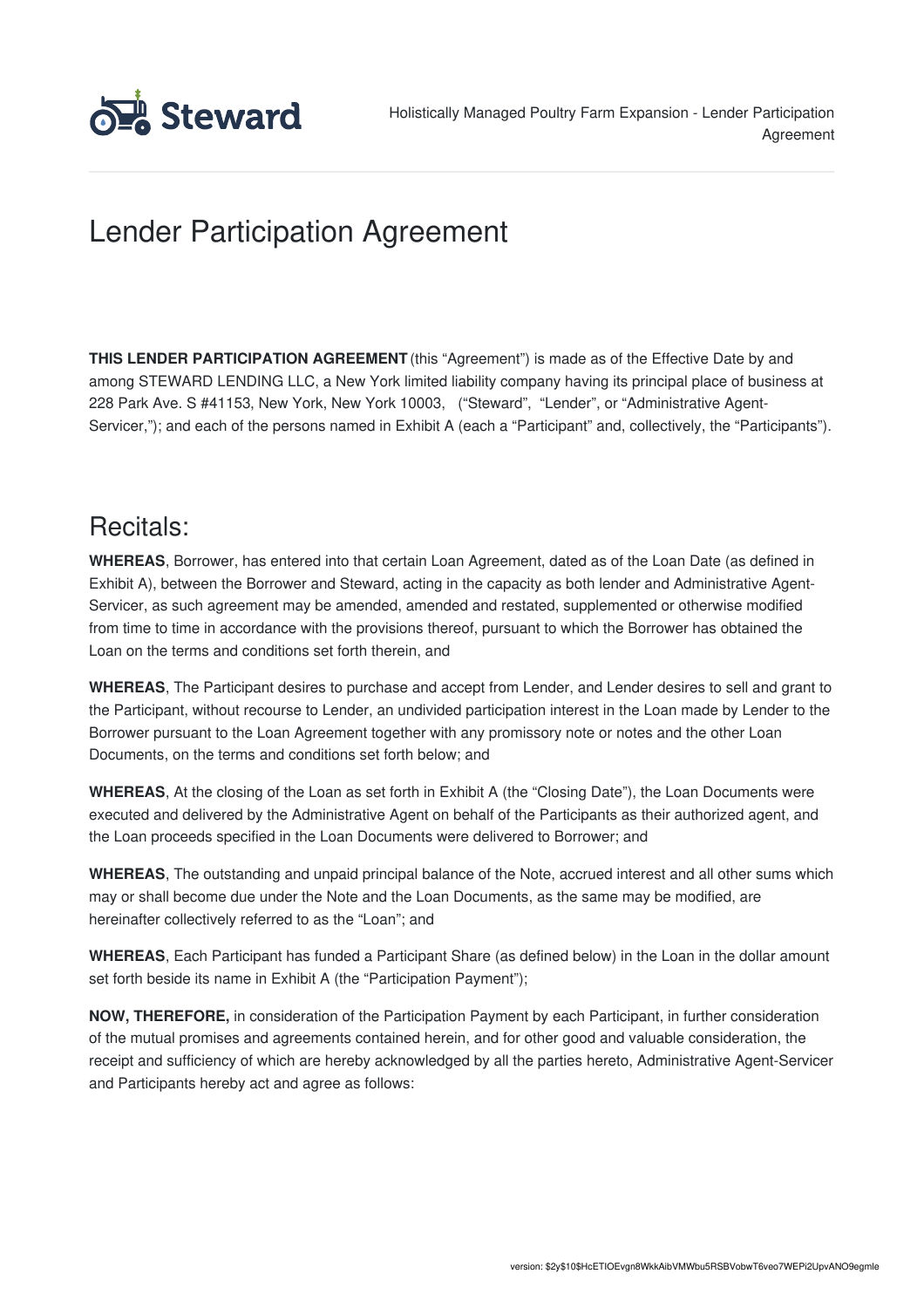# Lender Participation Agreement

**THIS LENDER PARTICIPATION AGREEMENT** (this "Agreement") is made as of the Effective Date by and among STEWARD LENDING LLC, a New York limited liability company having its principal place of business at 228 Park Ave. S #41153, New York, New York 10003, ("Steward", "Lender", or "Administrative Agent-Servicer,"); and each of the persons named in Exhibit A (each a "Participant" and, collectively, the "Participants").

## Recitals:

**WHEREAS**, Borrower, has entered into that certain Loan Agreement, dated as of the Loan Date (as defined in Exhibit A), between the Borrower and Steward, acting in the capacity as both lender and Administrative Agent-Servicer, as such agreement may be amended, amended and restated, supplemented or otherwise modified from time to time in accordance with the provisions thereof, pursuant to which the Borrower has obtained the Loan on the terms and conditions set forth therein, and

**WHEREAS**, The Participant desires to purchase and accept from Lender, and Lender desires to sell and grant to the Participant, without recourse to Lender, an undivided participation interest in the Loan made by Lender to the Borrower pursuant to the Loan Agreement together with any promissory note or notes and the other Loan Documents, on the terms and conditions set forth below; and

**WHEREAS**, At the closing of the Loan as set forth in Exhibit A (the "Closing Date"), the Loan Documents were executed and delivered by the Administrative Agent on behalf of the Participants as their authorized agent, and the Loan proceeds specified in the Loan Documents were delivered to Borrower; and

**WHEREAS**, The outstanding and unpaid principal balance of the Note, accrued interest and all other sums which may or shall become due under the Note and the Loan Documents, as the same may be modified, are hereinafter collectively referred to as the "Loan"; and

**WHEREAS**, Each Participant has funded a Participant Share (as defined below) in the Loan in the dollar amount set forth beside its name in Exhibit A (the "Participation Payment");

**NOW, THEREFORE,** in consideration of the Participation Payment by each Participant, in further consideration of the mutual promises and agreements contained herein, and for other good and valuable consideration, the receipt and sufficiency of which are hereby acknowledged by all the parties hereto, Administrative Agent-Servicer and Participants hereby act and agree as follows: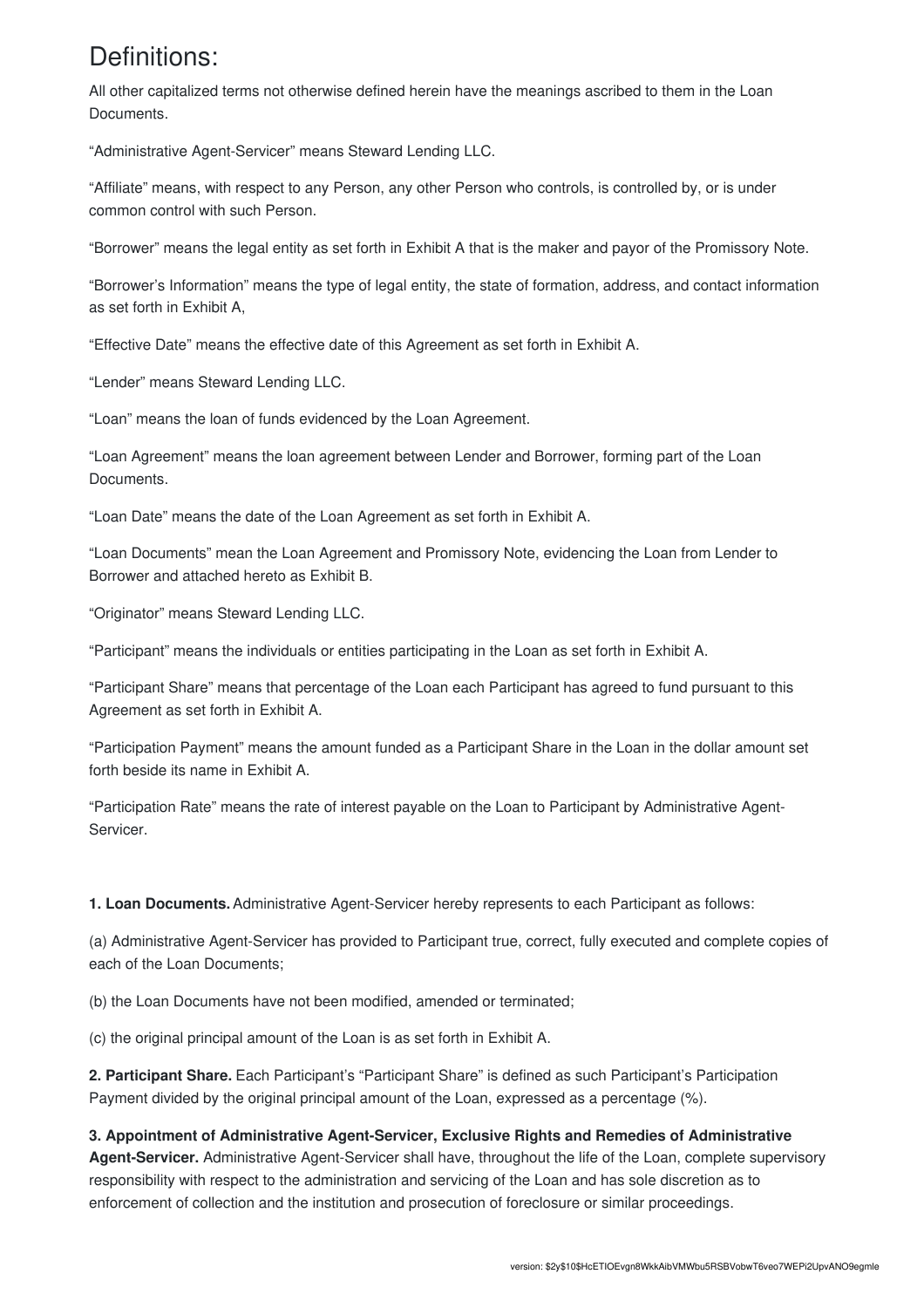# Definitions:

All other capitalized terms not otherwise defined herein have the meanings ascribed to them in the Loan Documents.

"Administrative Agent-Servicer" means Steward Lending LLC.

"Affiliate" means, with respect to any Person, any other Person who controls, is controlled by, or is under common control with such Person.

"Borrower" means the legal entity as set forth in Exhibit A that is the maker and payor of the Promissory Note.

"Borrower's Information" means the type of legal entity, the state of formation, address, and contact information as set forth in Exhibit A,

"Effective Date" means the effective date of this Agreement as set forth in Exhibit A.

"Lender" means Steward Lending LLC.

"Loan" means the loan of funds evidenced by the Loan Agreement.

"Loan Agreement" means the loan agreement between Lender and Borrower, forming part of the Loan Documents.

"Loan Date" means the date of the Loan Agreement as set forth in Exhibit A.

"Loan Documents" mean the Loan Agreement and Promissory Note, evidencing the Loan from Lender to Borrower and attached hereto as Exhibit B.

"Originator" means Steward Lending LLC.

"Participant" means the individuals or entities participating in the Loan as set forth in Exhibit A.

"Participant Share" means that percentage of the Loan each Participant has agreed to fund pursuant to this Agreement as set forth in Exhibit A.

"Participation Payment" means the amount funded as a Participant Share in the Loan in the dollar amount set forth beside its name in Exhibit A.

"Participation Rate" means the rate of interest payable on the Loan to Participant by Administrative Agent-Servicer.

**1. Loan Documents.** Administrative Agent-Servicer hereby represents to each Participant as follows:

(a) Administrative Agent-Servicer has provided to Participant true, correct, fully executed and complete copies of each of the Loan Documents;

(b) the Loan Documents have not been modified, amended or terminated;

(c) the original principal amount of the Loan is as set forth in Exhibit A.

**2. Participant Share.** Each Participant's "Participant Share" is defined as such Participant's Participation Payment divided by the original principal amount of the Loan, expressed as a percentage (%).

**3. Appointment of Administrative Agent-Servicer, Exclusive Rights and Remedies of Administrative Agent-Servicer.** Administrative Agent-Servicer shall have, throughout the life of the Loan, complete supervisory responsibility with respect to the administration and servicing of the Loan and has sole discretion as to enforcement of collection and the institution and prosecution of foreclosure or similar proceedings.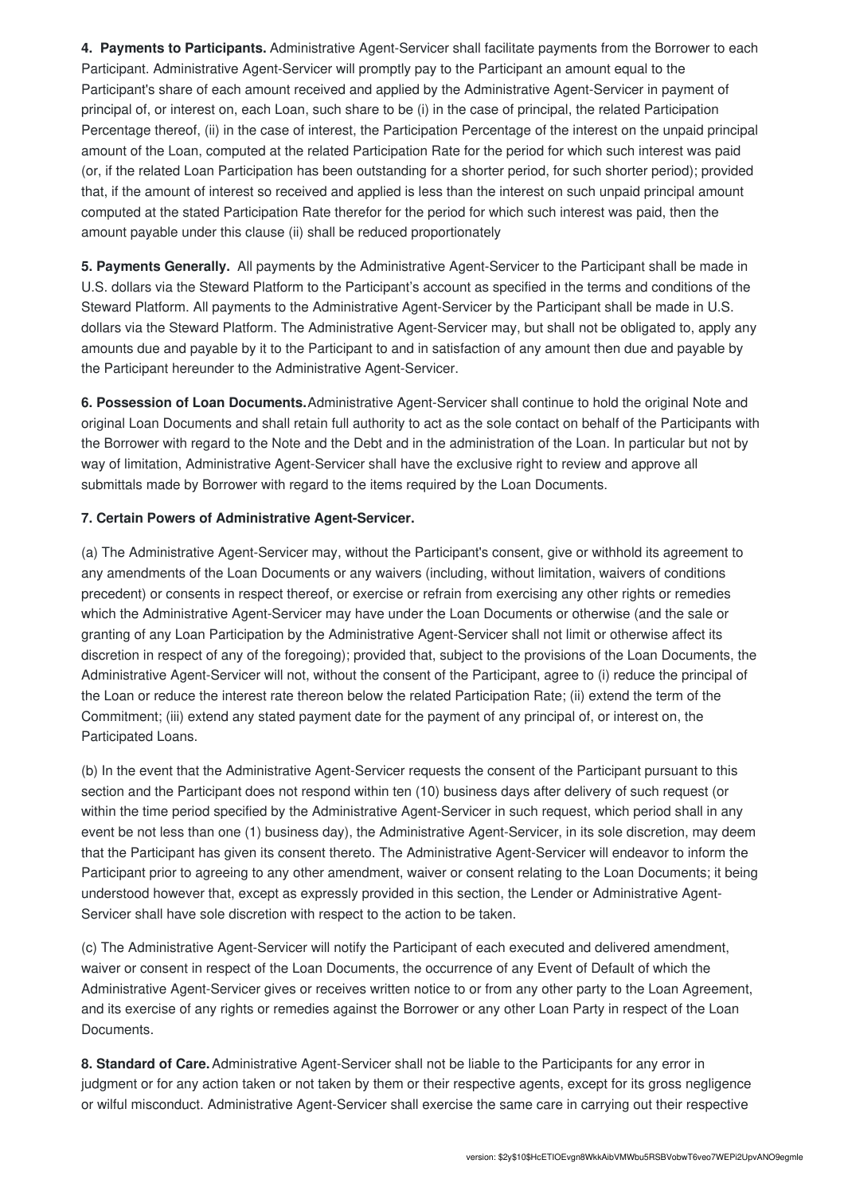**4. Payments to Participants.** Administrative Agent-Servicer shall facilitate payments from the Borrower to each Participant. Administrative Agent-Servicer will promptly pay to the Participant an amount equal to the Participant's share of each amount received and applied by the Administrative Agent-Servicer in payment of principal of, or interest on, each Loan, such share to be (i) in the case of principal, the related Participation Percentage thereof, (ii) in the case of interest, the Participation Percentage of the interest on the unpaid principal amount of the Loan, computed at the related Participation Rate for the period for which such interest was paid (or, if the related Loan Participation has been outstanding for a shorter period, for such shorter period); provided that, if the amount of interest so received and applied is less than the interest on such unpaid principal amount computed at the stated Participation Rate therefor for the period for which such interest was paid, then the amount payable under this clause (ii) shall be reduced proportionately

**5. Payments Generally.** All payments by the Administrative Agent-Servicer to the Participant shall be made in U.S. dollars via the Steward Platform to the Participant's account as specified in the terms and conditions of the Steward Platform. All payments to the Administrative Agent-Servicer by the Participant shall be made in U.S. dollars via the Steward Platform. The Administrative Agent-Servicer may, but shall not be obligated to, apply any amounts due and payable by it to the Participant to and in satisfaction of any amount then due and payable by the Participant hereunder to the Administrative Agent-Servicer.

**6. Possession of Loan Documents.** Administrative Agent-Servicer shall continue to hold the original Note and original Loan Documents and shall retain full authority to act as the sole contact on behalf of the Participants with the Borrower with regard to the Note and the Debt and in the administration of the Loan. In particular but not by way of limitation, Administrative Agent-Servicer shall have the exclusive right to review and approve all submittals made by Borrower with regard to the items required by the Loan Documents.

**7. Certain Powers of Administrative Agent-Servicer.**

(a) The Administrative Agent-Servicer may, without the Participant's consent, give or withhold its agreement to any amendments of the Loan Documents or any waivers (including, without limitation, waivers of conditions precedent) or consents in respect thereof, or exercise or refrain from exercising any other rights or remedies which the Administrative Agent-Servicer may have under the Loan Documents or otherwise (and the sale or granting of any Loan Participation by the Administrative Agent-Servicer shall not limit or otherwise affect its discretion in respect of any of the foregoing); provided that, subject to the provisions of the Loan Documents, the Administrative Agent-Servicer will not, without the consent of the Participant, agree to (i) reduce the principal of the Loan or reduce the interest rate thereon below the related Participation Rate; (ii) extend the term of the Commitment; (iii) extend any stated payment date for the payment of any principal of, or interest on, the Participated Loans.

(b) In the event that the Administrative Agent-Servicer requests the consent of the Participant pursuant to this section and the Participant does not respond within ten (10) business days after delivery of such request (or within the time period specified by the Administrative Agent-Servicer in such request, which period shall in any event be not less than one (1) business day), the Administrative Agent-Servicer, in its sole discretion, may deem that the Participant has given its consent thereto. The Administrative Agent-Servicer will endeavor to inform the Participant prior to agreeing to any other amendment, waiver or consent relating to the Loan Documents; it being understood however that, except as expressly provided in this section, the Lender or Administrative Agent-Servicer shall have sole discretion with respect to the action to be taken.

(c) The Administrative Agent-Servicer will notify the Participant of each executed and delivered amendment, waiver or consent in respect of the Loan Documents, the occurrence of any Event of Default of which the Administrative Agent-Servicer gives or receives written notice to or from any other party to the Loan Agreement, and its exercise of any rights or remedies against the Borrower or any other Loan Party in respect of the Loan Documents.

**8. Standard of Care.** Administrative Agent-Servicer shall not be liable to the Participants for any error in judgment or for any action taken or not taken by them or their respective agents, except for its gross negligence or wilful misconduct. Administrative Agent-Servicer shall exercise the same care in carrying out their respective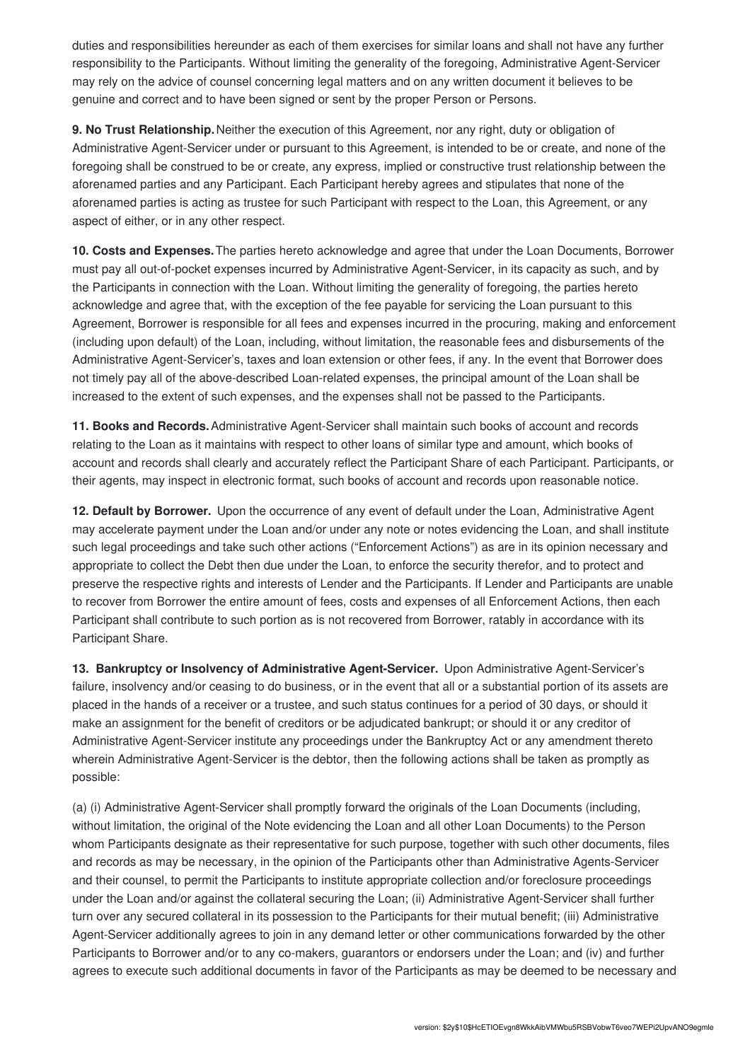duties and responsibilities hereunder as each of them exercises for similar loans and shall not have any further responsibility to the Participants. Without limiting the generality of the foregoing, Administrative Agent-Servicer may rely on the advice of counsel concerning legal matters and on any written document it believes to be genuine and correct and to have been signed or sent by the proper Person or Persons.

**9. No Trust Relationship.** Neither the execution of this Agreement, nor any right, duty or obligation of Administrative Agent-Servicer under or pursuant to this Agreement, is intended to be or create, and none of the foregoing shall be construed to be or create, any express, implied or constructive trust relationship between the aforenamed parties and any Participant. Each Participant hereby agrees and stipulates that none of the aforenamed parties is acting as trustee for such Participant with respect to the Loan, this Agreement, or any aspect of either, or in any other respect.

**10. Costs and Expenses.** The parties hereto acknowledge and agree that under the Loan Documents, Borrower must pay all out-of-pocket expenses incurred by Administrative Agent-Servicer, in its capacity as such, and by the Participants in connection with the Loan. Without limiting the generality of foregoing, the parties hereto acknowledge and agree that, with the exception of the fee payable for servicing the Loan pursuant to this Agreement, Borrower is responsible for all fees and expenses incurred in the procuring, making and enforcement (including upon default) of the Loan, including, without limitation, the reasonable fees and disbursements of the Administrative Agent-Servicer's, taxes and loan extension or other fees, if any. In the event that Borrower does not timely pay all of the above-described Loan-related expenses, the principal amount of the Loan shall be increased to the extent of such expenses, and the expenses shall not be passed to the Participants.

**11. Books and Records.** Administrative Agent-Servicer shall maintain such books of account and records relating to the Loan as it maintains with respect to other loans of similar type and amount, which books of account and records shall clearly and accurately reflect the Participant Share of each Participant. Participants, or their agents, may inspect in electronic format, such books of account and records upon reasonable notice.

**12. Default by Borrower.** Upon the occurrence of any event of default under the Loan, Administrative Agent may accelerate payment under the Loan and/or under any note or notes evidencing the Loan, and shall institute such legal proceedings and take such other actions ("Enforcement Actions") as are in its opinion necessary and appropriate to collect the Debt then due under the Loan, to enforce the security therefor, and to protect and preserve the respective rights and interests of Lender and the Participants. If Lender and Participants are unable to recover from Borrower the entire amount of fees, costs and expenses of all Enforcement Actions, then each Participant shall contribute to such portion as is not recovered from Borrower, ratably in accordance with its Participant Share.

**13. Bankruptcy or Insolvency of Administrative Agent-Servicer.** Upon Administrative Agent-Servicer's failure, insolvency and/or ceasing to do business, or in the event that all or a substantial portion of its assets are placed in the hands of a receiver or a trustee, and such status continues for a period of 30 days, or should it make an assignment for the benefit of creditors or be adjudicated bankrupt; or should it or any creditor of Administrative Agent-Servicer institute any proceedings under the Bankruptcy Act or any amendment thereto wherein Administrative Agent-Servicer is the debtor, then the following actions shall be taken as promptly as possible:

(a) (i) Administrative Agent-Servicer shall promptly forward the originals of the Loan Documents (including, without limitation, the original of the Note evidencing the Loan and all other Loan Documents) to the Person whom Participants designate as their representative for such purpose, together with such other documents, files and records as may be necessary, in the opinion of the Participants other than Administrative Agents-Servicer and their counsel, to permit the Participants to institute appropriate collection and/or foreclosure proceedings under the Loan and/or against the collateral securing the Loan; (ii) Administrative Agent-Servicer shall further turn over any secured collateral in its possession to the Participants for their mutual benefit; (iii) Administrative Agent-Servicer additionally agrees to join in any demand letter or other communications forwarded by the other Participants to Borrower and/or to any co-makers, guarantors or endorsers under the Loan; and (iv) and further agrees to execute such additional documents in favor of the Participants as may be deemed to be necessary and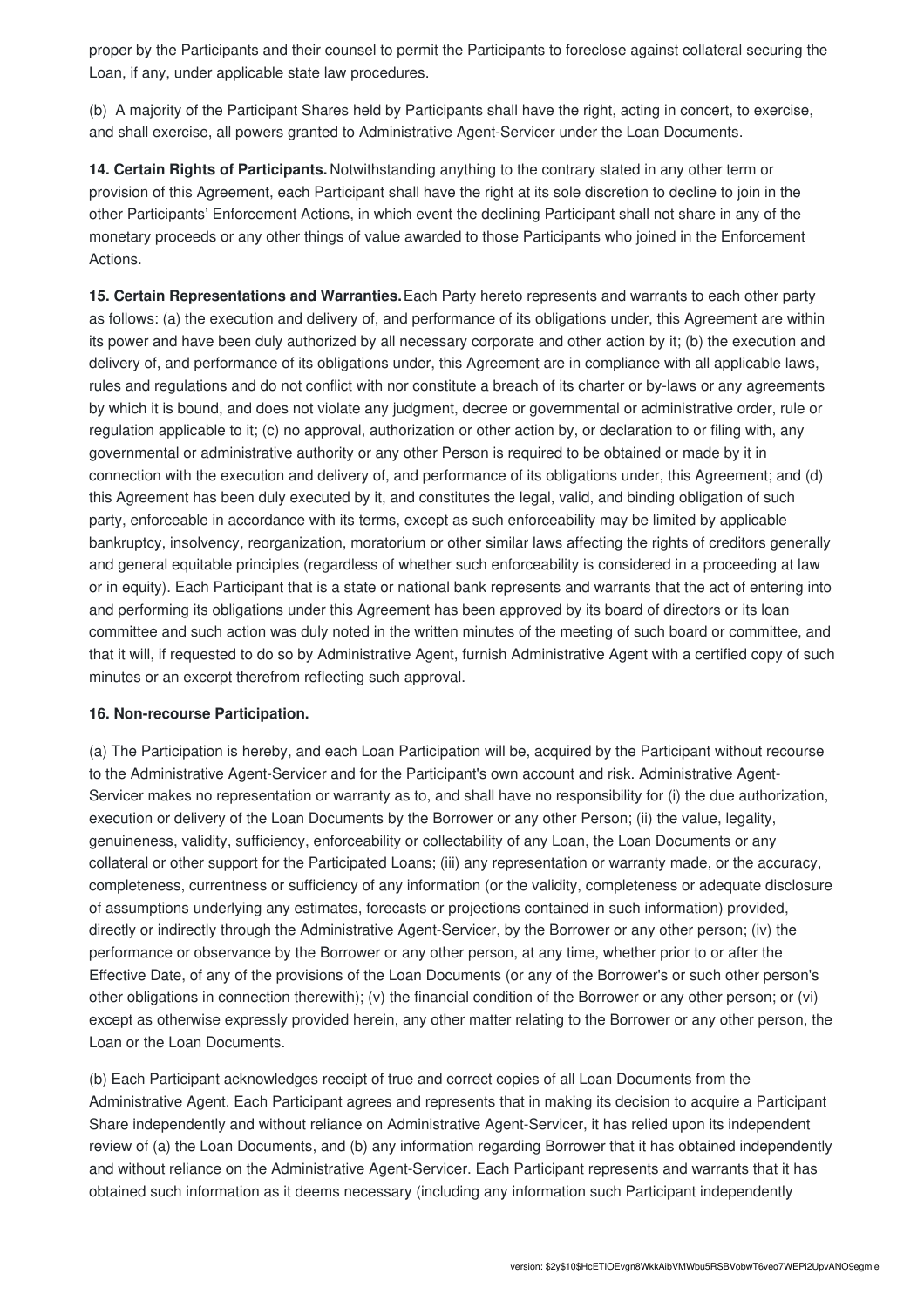proper by the Participants and their counsel to permit the Participants to foreclose against collateral securing the Loan, if any, under applicable state law procedures.

(b) A majority of the Participant Shares held by Participants shall have the right, acting in concert, to exercise, and shall exercise, all powers granted to Administrative Agent-Servicer under the Loan Documents.

**14. Certain Rights of Participants.** Notwithstanding anything to the contrary stated in any other term or provision of this Agreement, each Participant shall have the right at its sole discretion to decline to join in the other Participants' Enforcement Actions, in which event the declining Participant shall not share in any of the monetary proceeds or any other things of value awarded to those Participants who joined in the Enforcement Actions.

**15. Certain Representations and Warranties.** Each Party hereto represents and warrants to each other party as follows: (a) the execution and delivery of, and performance of its obligations under, this Agreement are within its power and have been duly authorized by all necessary corporate and other action by it; (b) the execution and delivery of, and performance of its obligations under, this Agreement are in compliance with all applicable laws, rules and regulations and do not conflict with nor constitute a breach of its charter or by-laws or any agreements by which it is bound, and does not violate any judgment, decree or governmental or administrative order, rule or regulation applicable to it; (c) no approval, authorization or other action by, or declaration to or filing with, any governmental or administrative authority or any other Person is required to be obtained or made by it in connection with the execution and delivery of, and performance of its obligations under, this Agreement; and (d) this Agreement has been duly executed by it, and constitutes the legal, valid, and binding obligation of such party, enforceable in accordance with its terms, except as such enforceability may be limited by applicable bankruptcy, insolvency, reorganization, moratorium or other similar laws affecting the rights of creditors generally and general equitable principles (regardless of whether such enforceability is considered in a proceeding at law or in equity). Each Participant that is a state or national bank represents and warrants that the act of entering into and performing its obligations under this Agreement has been approved by its board of directors or its loan committee and such action was duly noted in the written minutes of the meeting of such board or committee, and that it will, if requested to do so by Administrative Agent, furnish Administrative Agent with a certified copy of such minutes or an excerpt therefrom reflecting such approval.

**16. Non-recourse Participation.**

(a) The Participation is hereby, and each Loan Participation will be, acquired by the Participant without recourse to the Administrative Agent-Servicer and for the Participant's own account and risk. Administrative Agent-Servicer makes no representation or warranty as to, and shall have no responsibility for (i) the due authorization, execution or delivery of the Loan Documents by the Borrower or any other Person; (ii) the value, legality, genuineness, validity, sufficiency, enforceability or collectability of any Loan, the Loan Documents or any collateral or other support for the Participated Loans; (iii) any representation or warranty made, or the accuracy, completeness, currentness or sufficiency of any information (or the validity, completeness or adequate disclosure of assumptions underlying any estimates, forecasts or projections contained in such information) provided, directly or indirectly through the Administrative Agent-Servicer, by the Borrower or any other person; (iv) the performance or observance by the Borrower or any other person, at any time, whether prior to or after the Effective Date, of any of the provisions of the Loan Documents (or any of the Borrower's or such other person's other obligations in connection therewith); (v) the financial condition of the Borrower or any other person; or (vi) except as otherwise expressly provided herein, any other matter relating to the Borrower or any other person, the Loan or the Loan Documents.

(b) Each Participant acknowledges receipt of true and correct copies of all Loan Documents from the Administrative Agent. Each Participant agrees and represents that in making its decision to acquire a Participant Share independently and without reliance on Administrative Agent-Servicer, it has relied upon its independent review of (a) the Loan Documents, and (b) any information regarding Borrower that it has obtained independently and without reliance on the Administrative Agent-Servicer. Each Participant represents and warrants that it has obtained such information as it deems necessary (including any information such Participant independently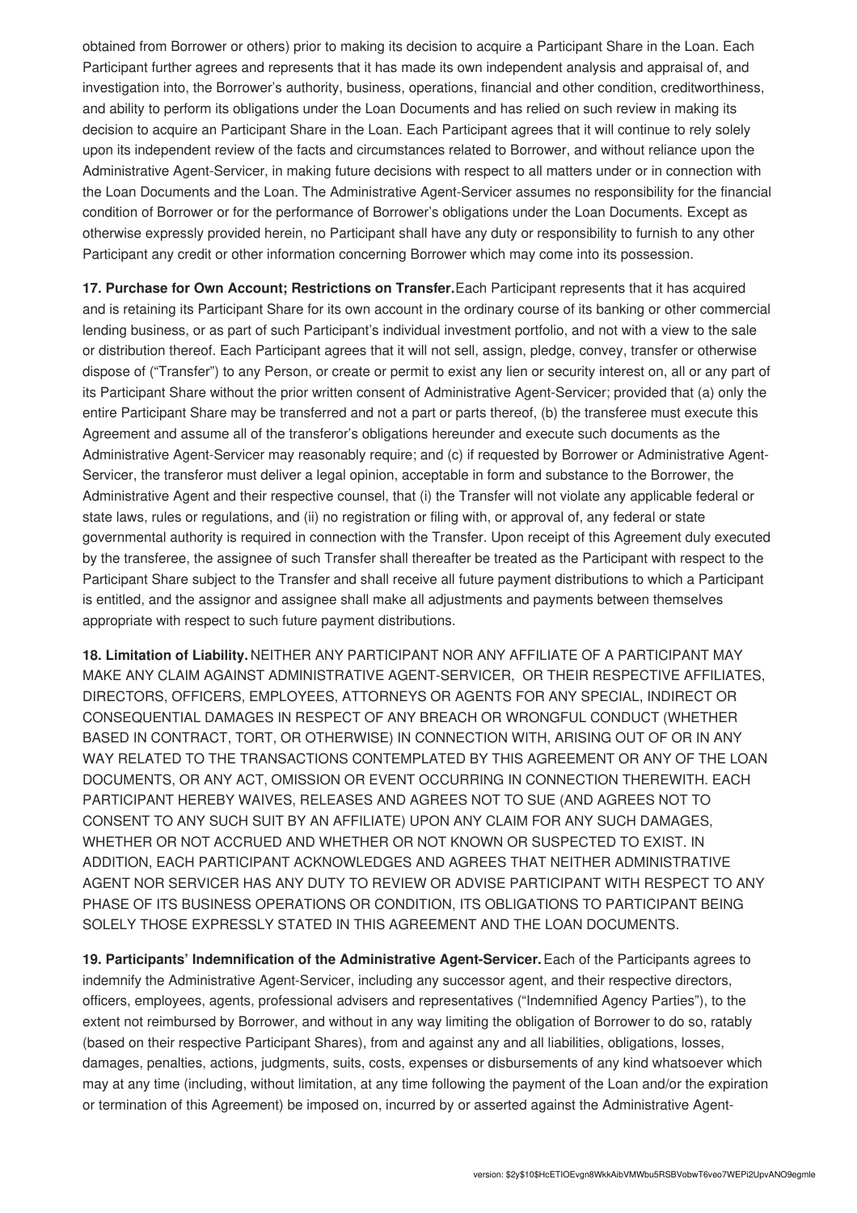obtained from Borrower or others) prior to making its decision to acquire a Participant Share in the Loan. Each Participant further agrees and represents that it has made its own independent analysis and appraisal of, and investigation into, the Borrower's authority, business, operations, financial and other condition, creditworthiness, and ability to perform its obligations under the Loan Documents and has relied on such review in making its decision to acquire an Participant Share in the Loan. Each Participant agrees that it will continue to rely solely upon its independent review of the facts and circumstances related to Borrower, and without reliance upon the Administrative Agent-Servicer, in making future decisions with respect to all matters under or in connection with the Loan Documents and the Loan. The Administrative Agent-Servicer assumes no responsibility for the financial condition of Borrower or for the performance of Borrower's obligations under the Loan Documents. Except as otherwise expressly provided herein, no Participant shall have any duty or responsibility to furnish to any other Participant any credit or other information concerning Borrower which may come into its possession.

**17. Purchase for Own Account; Restrictions on Transfer.** Each Participant represents that it has acquired and is retaining its Participant Share for its own account in the ordinary course of its banking or other commercial lending business, or as part of such Participant's individual investment portfolio, and not with a view to the sale or distribution thereof. Each Participant agrees that it will not sell, assign, pledge, convey, transfer or otherwise dispose of ("Transfer") to any Person, or create or permit to exist any lien or security interest on, all or any part of its Participant Share without the prior written consent of Administrative Agent-Servicer; provided that (a) only the entire Participant Share may be transferred and not a part or parts thereof, (b) the transferee must execute this Agreement and assume all of the transferor's obligations hereunder and execute such documents as the Administrative Agent-Servicer may reasonably require; and (c) if requested by Borrower or Administrative Agent-Servicer, the transferor must deliver a legal opinion, acceptable in form and substance to the Borrower, the Administrative Agent and their respective counsel, that (i) the Transfer will not violate any applicable federal or state laws, rules or regulations, and (ii) no registration or filing with, or approval of, any federal or state governmental authority is required in connection with the Transfer. Upon receipt of this Agreement duly executed by the transferee, the assignee of such Transfer shall thereafter be treated as the Participant with respect to the Participant Share subject to the Transfer and shall receive all future payment distributions to which a Participant is entitled, and the assignor and assignee shall make all adjustments and payments between themselves appropriate with respect to such future payment distributions.

**18. Limitation of Liability.** NEITHER ANY PARTICIPANT NOR ANY AFFILIATE OF A PARTICIPANT MAY MAKE ANY CLAIM AGAINST ADMINISTRATIVE AGENT-SERVICER, OR THEIR RESPECTIVE AFFILIATES, DIRECTORS, OFFICERS, EMPLOYEES, ATTORNEYS OR AGENTS FOR ANY SPECIAL, INDIRECT OR CONSEQUENTIAL DAMAGES IN RESPECT OF ANY BREACH OR WRONGFUL CONDUCT (WHETHER BASED IN CONTRACT, TORT, OR OTHERWISE) IN CONNECTION WITH, ARISING OUT OF OR IN ANY WAY RELATED TO THE TRANSACTIONS CONTEMPLATED BY THIS AGREEMENT OR ANY OF THE LOAN DOCUMENTS, OR ANY ACT, OMISSION OR EVENT OCCURRING IN CONNECTION THEREWITH. EACH PARTICIPANT HEREBY WAIVES, RELEASES AND AGREES NOT TO SUE (AND AGREES NOT TO CONSENT TO ANY SUCH SUIT BY AN AFFILIATE) UPON ANY CLAIM FOR ANY SUCH DAMAGES, WHETHER OR NOT ACCRUED AND WHETHER OR NOT KNOWN OR SUSPECTED TO EXIST. IN ADDITION, EACH PARTICIPANT ACKNOWLEDGES AND AGREES THAT NEITHER ADMINISTRATIVE AGENT NOR SERVICER HAS ANY DUTY TO REVIEW OR ADVISE PARTICIPANT WITH RESPECT TO ANY PHASE OF ITS BUSINESS OPERATIONS OR CONDITION, ITS OBLIGATIONS TO PARTICIPANT BEING SOLELY THOSE EXPRESSLY STATED IN THIS AGREEMENT AND THE LOAN DOCUMENTS.

**19. Participants' Indemnification of the Administrative Agent-Servicer.** Each of the Participants agrees to indemnify the Administrative Agent-Servicer, including any successor agent, and their respective directors, officers, employees, agents, professional advisers and representatives ("Indemnified Agency Parties"), to the extent not reimbursed by Borrower, and without in any way limiting the obligation of Borrower to do so, ratably (based on their respective Participant Shares), from and against any and all liabilities, obligations, losses, damages, penalties, actions, judgments, suits, costs, expenses or disbursements of any kind whatsoever which may at any time (including, without limitation, at any time following the payment of the Loan and/or the expiration or termination of this Agreement) be imposed on, incurred by or asserted against the Administrative Agent-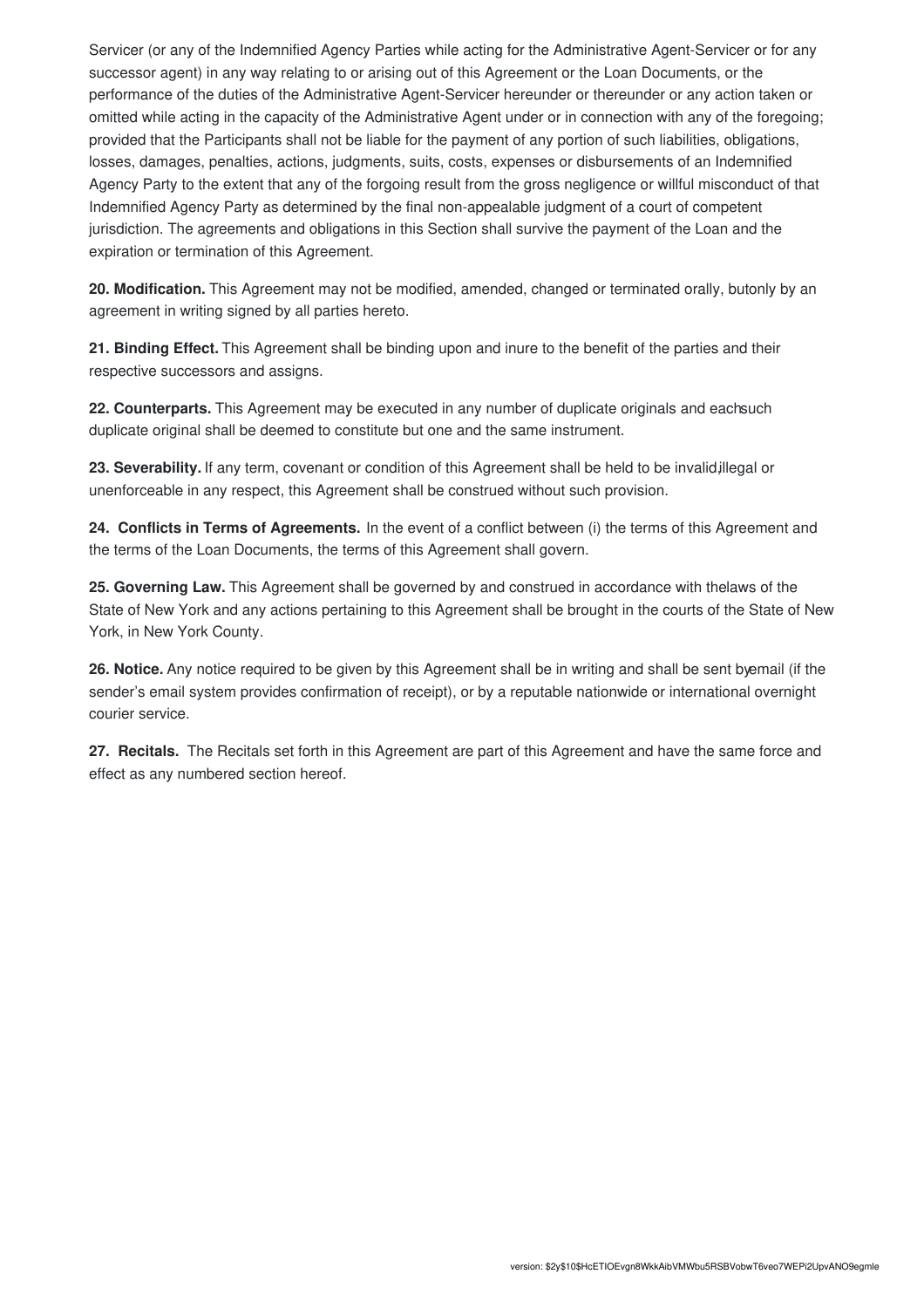Servicer (or any of the Indemnified Agency Parties while acting for the Administrative Agent-Servicer or for any successor agent) in any way relating to or arising out of this Agreement or the Loan Documents, or the performance of the duties of the Administrative Agent-Servicer hereunder or thereunder or any action taken or omitted while acting in the capacity of the Administrative Agent under or in connection with any of the foregoing; provided that the Participants shall not be liable for the payment of any portion of such liabilities, obligations, losses, damages, penalties, actions, judgments, suits, costs, expenses or disbursements of an Indemnified Agency Party to the extent that any of the forgoing result from the gross negligence or willful misconduct of that Indemnified Agency Party as determined by the final non-appealable judgment of a court of competent jurisdiction. The agreements and obligations in this Section shall survive the payment of the Loan and the expiration or termination of this Agreement.

**20. Modification.** This Agreement may not be modified, amended, changed or terminated orally, butonly by an agreement in writing signed by all parties hereto.

**21. Binding Effect.** This Agreement shall be binding upon and inure to the benefit of the parties and their respective successors and assigns.

**22. Counterparts.** This Agreement may be executed in any number of duplicate originals and eachsuch duplicate original shall be deemed to constitute but one and the same instrument.

**23. Severability.** If any term, covenant or condition of this Agreement shall be held to be invalid,illegal or unenforceable in any respect, this Agreement shall be construed without such provision.

**24. Conflicts in Terms of Agreements.** In the event of a conflict between (i) the terms of this Agreement and the terms of the Loan Documents, the terms of this Agreement shall govern.

**25. Governing Law.** This Agreement shall be governed by and construed in accordance with thelaws of the State of New York and any actions pertaining to this Agreement shall be brought in the courts of the State of New York, in New York County.

**26. Notice.** Any notice required to be given by this Agreement shall be in writing and shall be sent byemail (if the sender's email system provides confirmation of receipt), or by a reputable nationwide or international overnight courier service.

**27. Recitals.** The Recitals set forth in this Agreement are part of this Agreement and have the same force and effect as any numbered section hereof.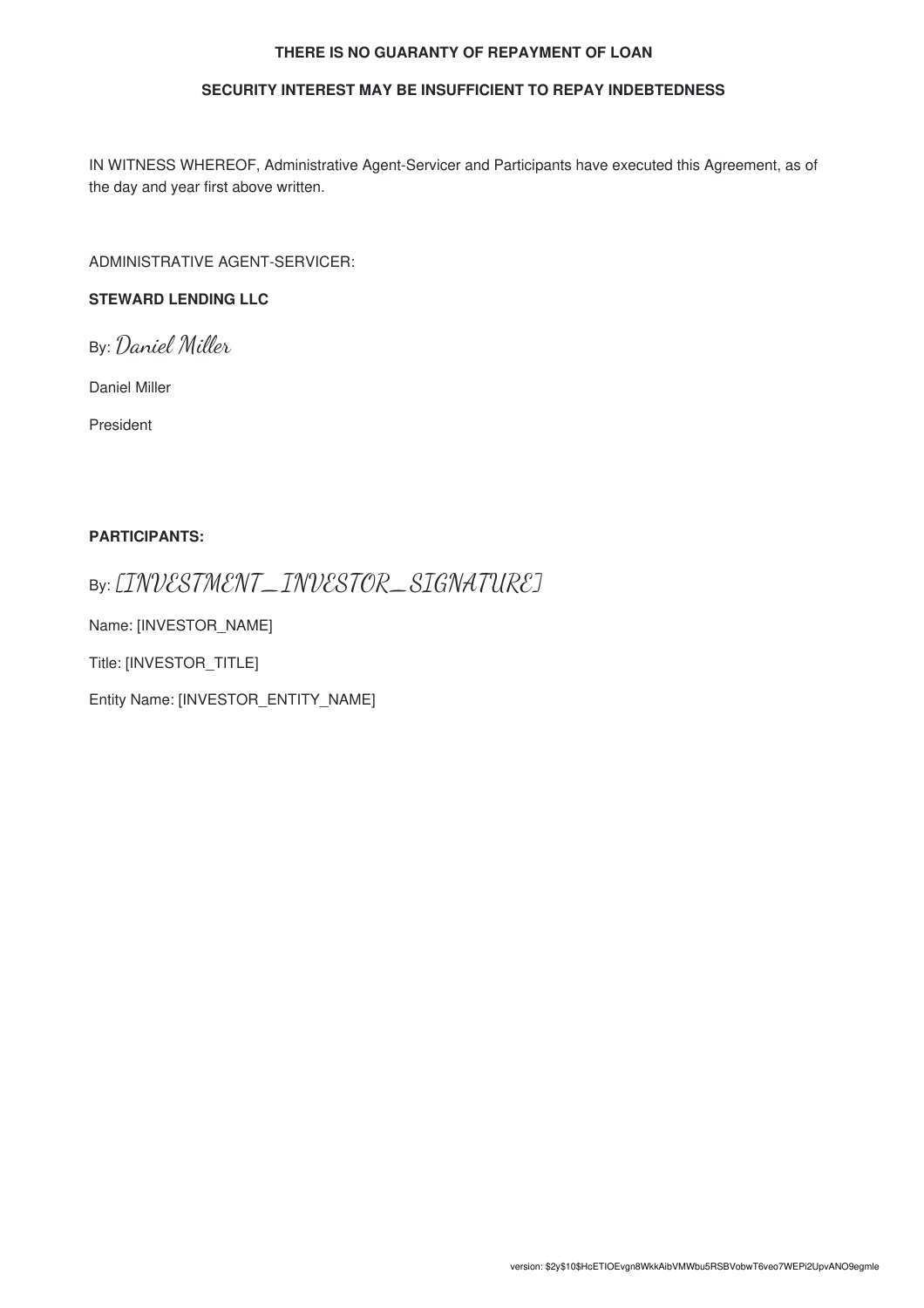**THERE IS NO GUARANTY OF REPAYMENT OF LOAN**

**SECURITY INTEREST MAY BE INSUFFICIENT TO REPAY INDEBTEDNESS**

IN WITNESS WHEREOF, Administrative Agent-Servicer and Participants have executed this Agreement, as of the day and year first above written.

ADMINISTRATIVE AGENT-SERVICER:

**STEWARD LENDING LLC**

By: *Daniel Miller*

Daniel Miller

President

**PARTICIPANTS:**

By: *[INVESTMENT_INVESTOR_SIGNATURE]*

Name: [INVESTOR_NAME]

Title: [INVESTOR_TITLE]

Entity Name: [INVESTOR_ENTITY_NAME]

version: $2y$10$HcETIOEvgn8WkkAibVMWbu5RSBVobwT6veo7WEPi2UpvANO9egmle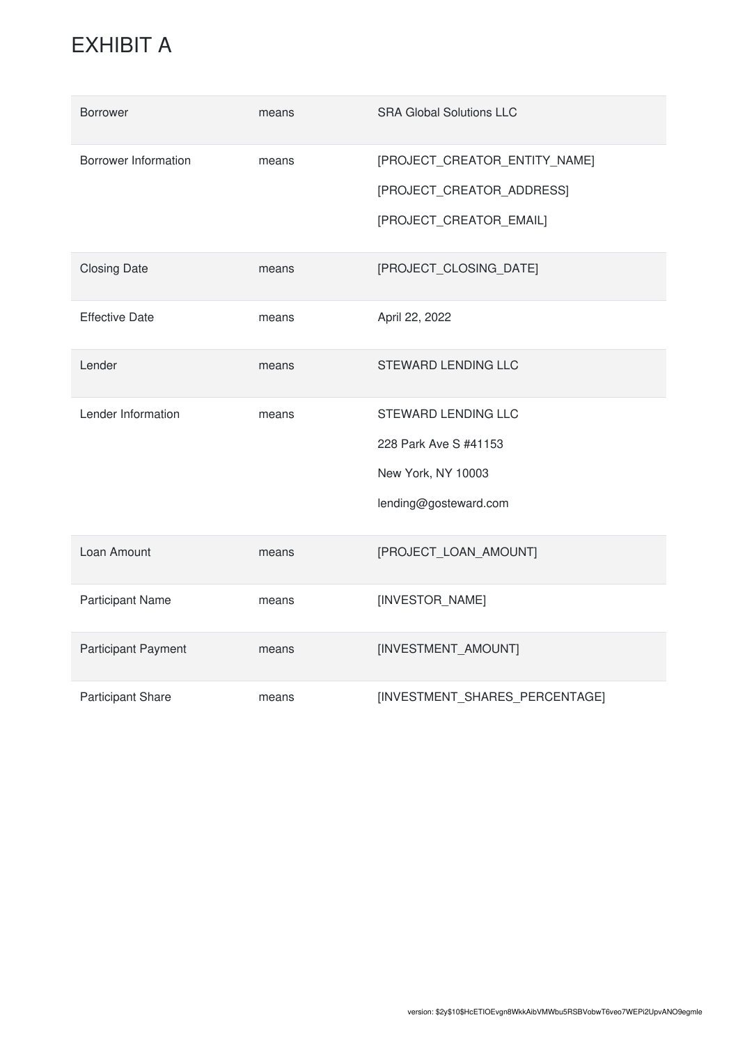# EXHIBIT A

| | | |
|---|---|---|
| Borrower | means | SRA Global Solutions LLC |
| Borrower Information | means | [PROJECT_CREATOR_ENTITY_NAME]<br>[PROJECT_CREATOR_ADDRESS]<br>[PROJECT_CREATOR_EMAIL] |
| Closing Date | means | [PROJECT_CLOSING_DATE] |
| Effective Date | means | April 22, 2022 |
| Lender | means | STEWARD LENDING LLC |
| Lender Information | means | STEWARD LENDING LLC<br>228 Park Ave S #41153<br>New York, NY 10003<br>lending@gosteward.com |
| Loan Amount | means | [PROJECT_LOAN_AMOUNT] |
| Participant Name | means | [INVESTOR_NAME] |
| Participant Payment | means | [INVESTMENT_AMOUNT] |
| Participant Share | means | [INVESTMENT_SHARES_PERCENTAGE] |

version: $2y$10$HcETIOEvgn8WkkAibVMWbu5RSBVobwT6veo7WEPi2UpvANO9egmle